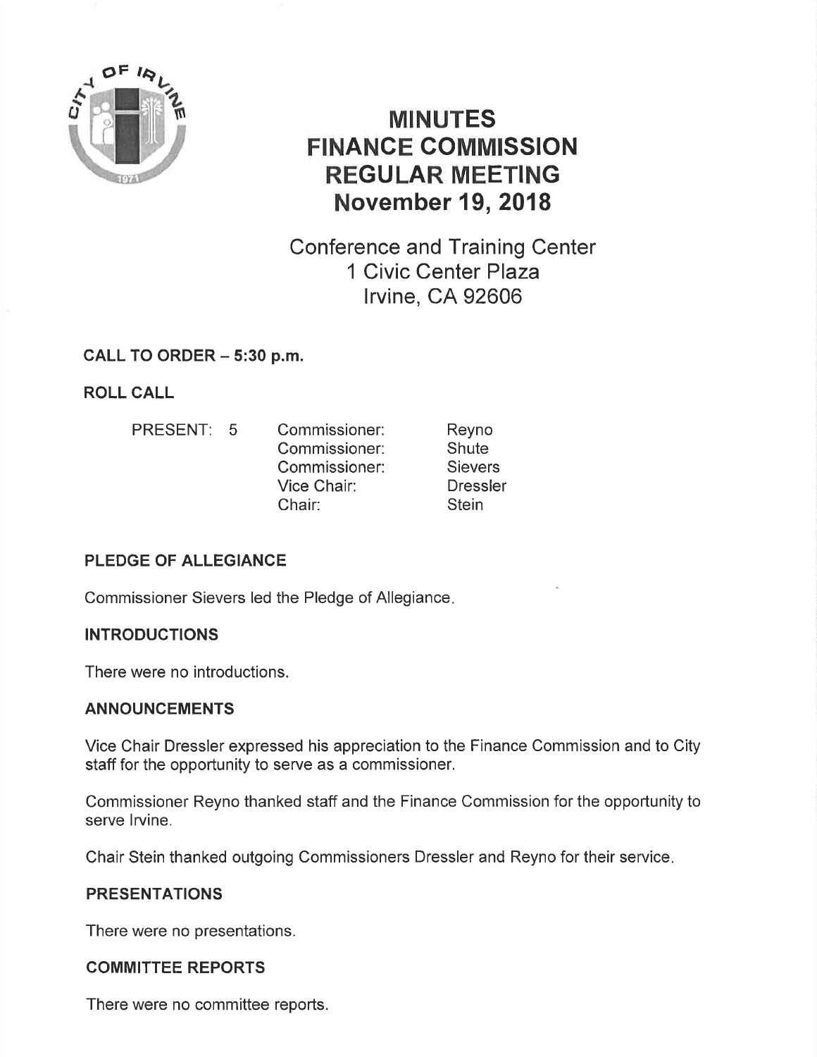# MINUTES
# FINANCE COMMISSION
# REGULAR MEETING
# November 19, 2018

Conference and Training Center
1 Civic Center Plaza
Irvine, CA 92606

## CALL TO ORDER – 5:30 p.m.

## ROLL CALL

| PRESENT: 5 | | |
|---|---|---|
| | Commissioner: | Reyno |
| | Commissioner: | Shute |
| | Commissioner: | Sievers |
| | Vice Chair: | Dressler |
| | Chair: | Stein |

## PLEDGE OF ALLEGIANCE

Commissioner Sievers led the Pledge of Allegiance.

## INTRODUCTIONS

There were no introductions.

## ANNOUNCEMENTS

Vice Chair Dressler expressed his appreciation to the Finance Commission and to City staff for the opportunity to serve as a commissioner.

Commissioner Reyno thanked staff and the Finance Commission for the opportunity to serve Irvine.

Chair Stein thanked outgoing Commissioners Dressler and Reyno for their service.

## PRESENTATIONS

There were no presentations.

## COMMITTEE REPORTS

There were no committee reports.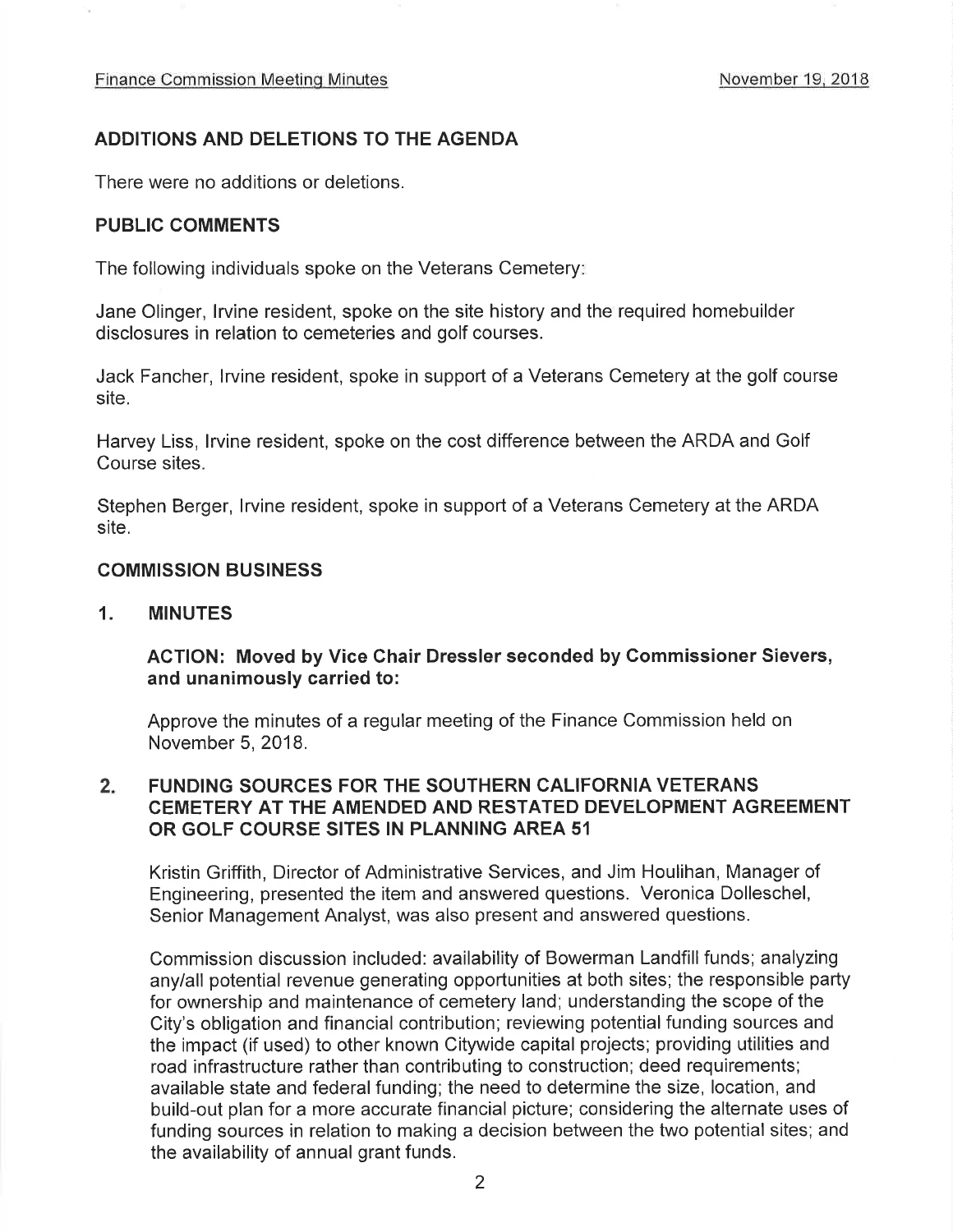## ADDITIONS AND DELETIONS TO THE AGENDA

There were no additions or deletions.

## PUBLIC COMMENTS

The following individuals spoke on the Veterans Cemetery:

Jane Olinger, Irvine resident, spoke on the site history and the required homebuilder disclosures in relation to cemeteries and golf courses.

Jack Fancher, Irvine resident, spoke in support of a Veterans Cemetery at the golf course site.

Harvey Liss, Irvine resident, spoke on the cost difference between the ARDA and Golf Course sites.

Stephen Berger, Irvine resident, spoke in support of a Veterans Cemetery at the ARDA site.

## COMMISSION BUSINESS

### 1. MINUTES

**ACTION: Moved by Vice Chair Dressler seconded by Commissioner Sievers, and unanimously carried to:**

Approve the minutes of a regular meeting of the Finance Commission held on November 5, 2018.

### 2. FUNDING SOURCES FOR THE SOUTHERN CALIFORNIA VETERANS CEMETERY AT THE AMENDED AND RESTATED DEVELOPMENT AGREEMENT OR GOLF COURSE SITES IN PLANNING AREA 51

Kristin Griffith, Director of Administrative Services, and Jim Houlihan, Manager of Engineering, presented the item and answered questions. Veronica Dolleschel, Senior Management Analyst, was also present and answered questions.

Commission discussion included: availability of Bowerman Landfill funds; analyzing any/all potential revenue generating opportunities at both sites; the responsible party for ownership and maintenance of cemetery land; understanding the scope of the City's obligation and financial contribution; reviewing potential funding sources and the impact (if used) to other known Citywide capital projects; providing utilities and road infrastructure rather than contributing to construction; deed requirements; available state and federal funding; the need to determine the size, location, and build-out plan for a more accurate financial picture; considering the alternate uses of funding sources in relation to making a decision between the two potential sites; and the availability of annual grant funds.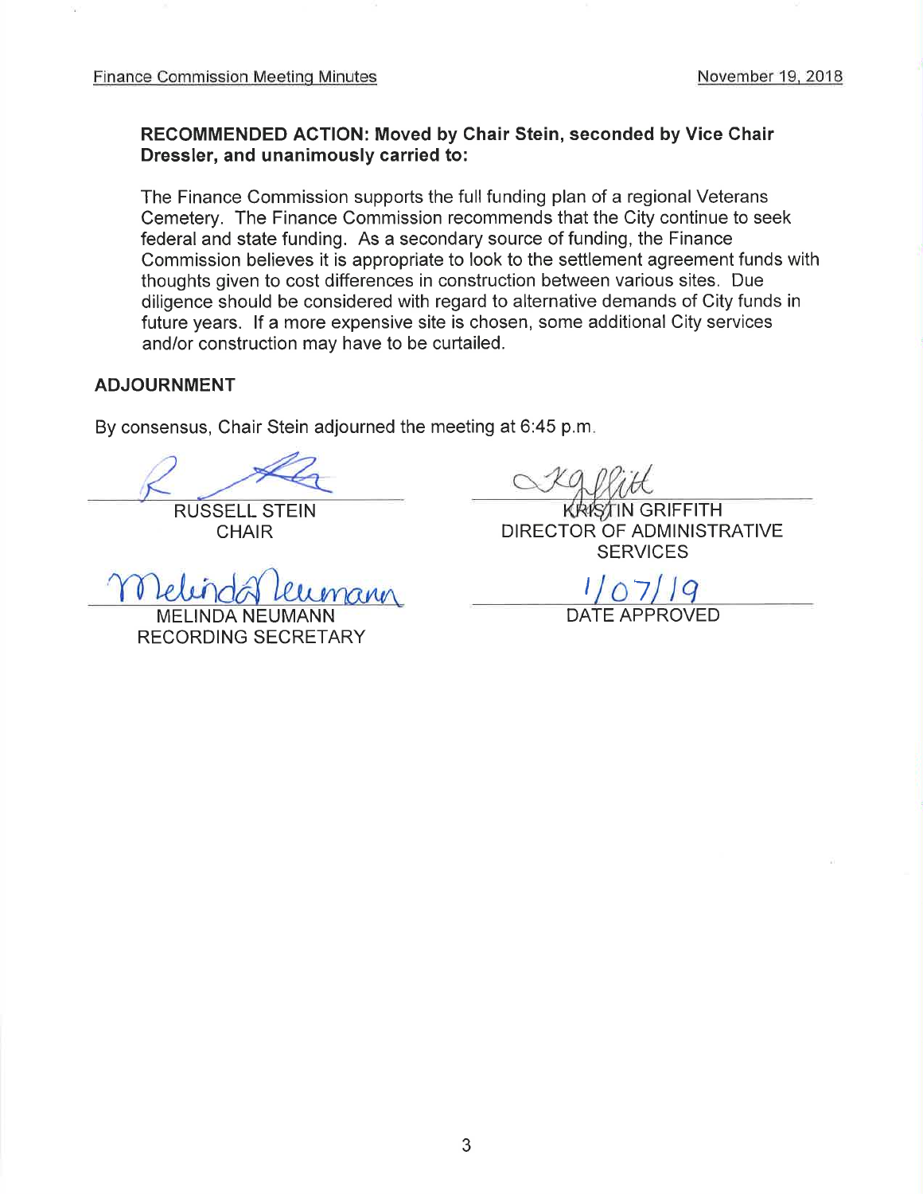**RECOMMENDED ACTION: Moved by Chair Stein, seconded by Vice Chair Dressler, and unanimously carried to:**

The Finance Commission supports the full funding plan of a regional Veterans Cemetery. The Finance Commission recommends that the City continue to seek federal and state funding. As a secondary source of funding, the Finance Commission believes it is appropriate to look to the settlement agreement funds with thoughts given to cost differences in construction between various sites. Due diligence should be considered with regard to alternative demands of City funds in future years. If a more expensive site is chosen, some additional City services and/or construction may have to be curtailed.

**ADJOURNMENT**

By consensus, Chair Stein adjourned the meeting at 6:45 p.m.

RUSSELL STEIN
CHAIR

KRISTIN GRIFFITH
DIRECTOR OF ADMINISTRATIVE SERVICES

MELINDA NEUMANN
RECORDING SECRETARY

1/07/19
DATE APPROVED